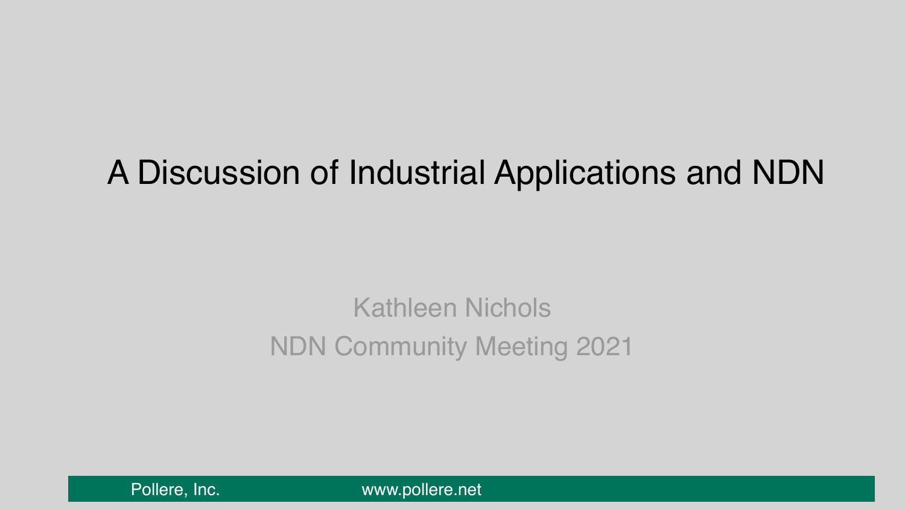# A Discussion of Industrial Applications and NDN

Kathleen Nichols

NDN Community Meeting 2021

Pollere, Inc. www.pollere.net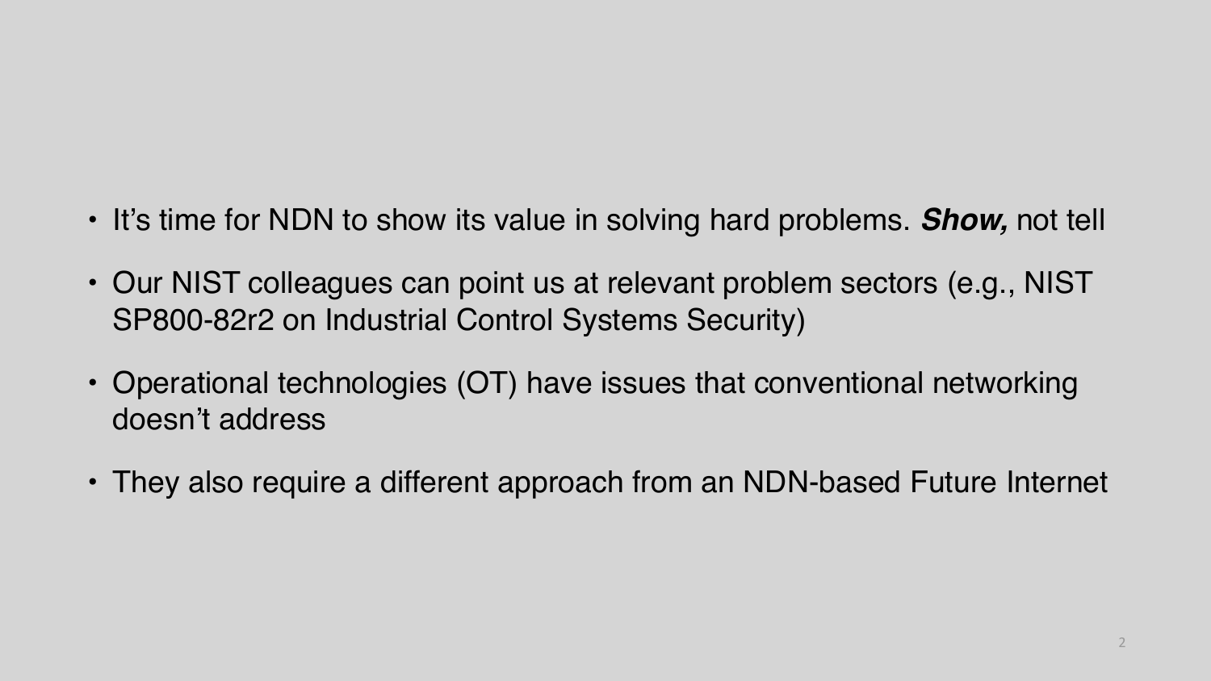- It's time for NDN to show its value in solving hard problems. ***Show,*** not tell
- Our NIST colleagues can point us at relevant problem sectors (e.g., NIST SP800-82r2 on Industrial Control Systems Security)
- Operational technologies (OT) have issues that conventional networking doesn't address
- They also require a different approach from an NDN-based Future Internet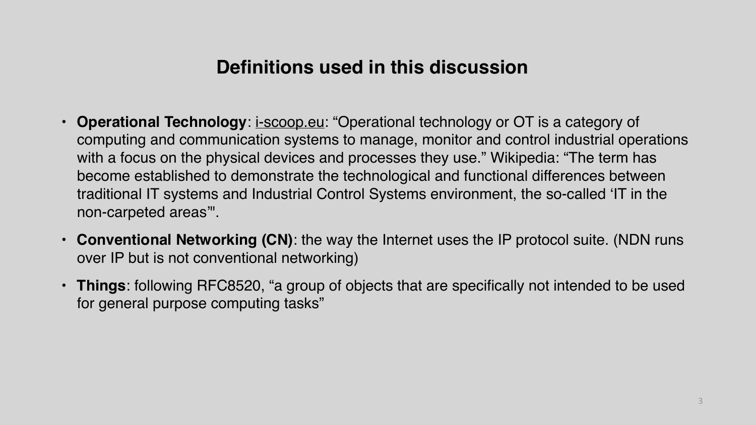## Definitions used in this discussion

- **Operational Technology**: i-scoop.eu: "Operational technology or OT is a category of computing and communication systems to manage, monitor and control industrial operations with a focus on the physical devices and processes they use." Wikipedia: "The term has become established to demonstrate the technological and functional differences between traditional IT systems and Industrial Control Systems environment, the so-called 'IT in the non-carpeted areas'".
- **Conventional Networking (CN)**: the way the Internet uses the IP protocol suite. (NDN runs over IP but is not conventional networking)
- **Things**: following RFC8520, "a group of objects that are specifically not intended to be used for general purpose computing tasks"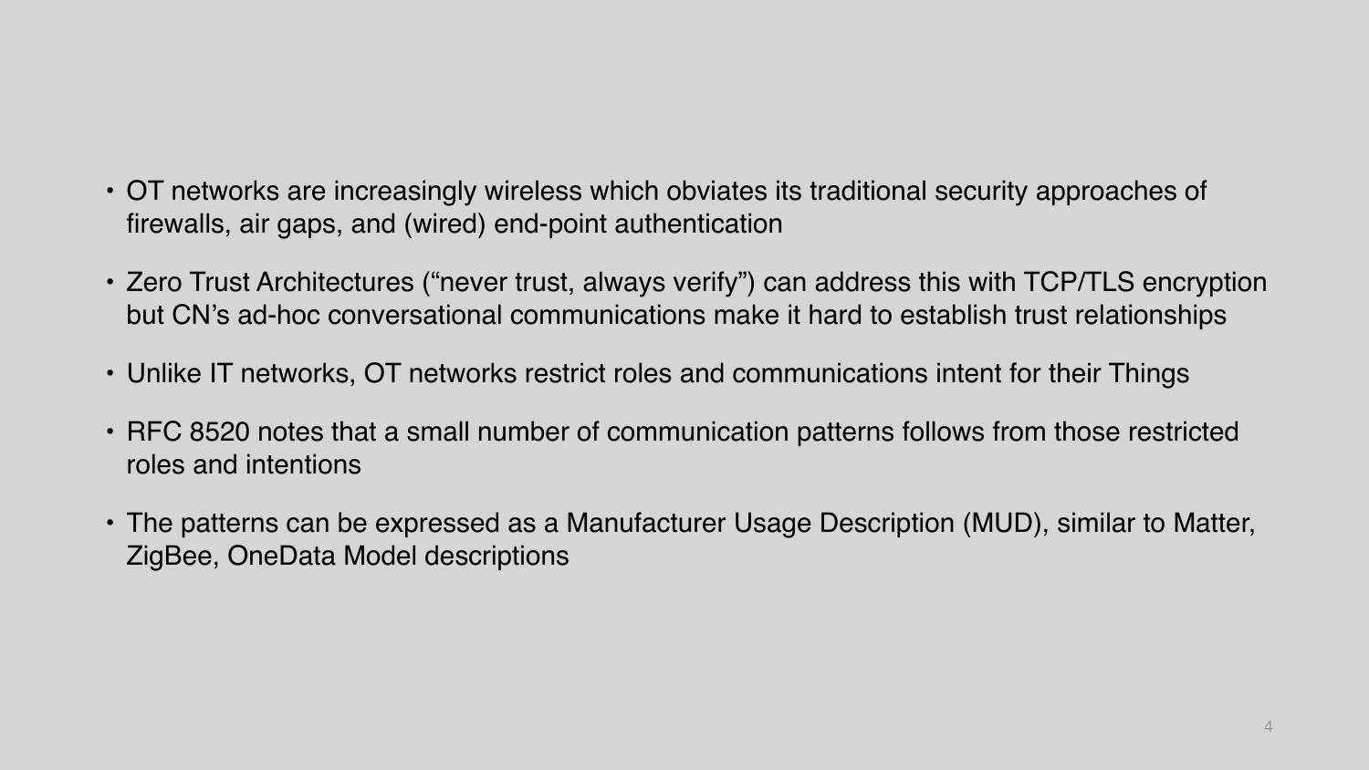- OT networks are increasingly wireless which obviates its traditional security approaches of firewalls, air gaps, and (wired) end-point authentication
- Zero Trust Architectures (“never trust, always verify”) can address this with TCP/TLS encryption but CN’s ad-hoc conversational communications make it hard to establish trust relationships
- Unlike IT networks, OT networks restrict roles and communications intent for their Things
- RFC 8520 notes that a small number of communication patterns follows from those restricted roles and intentions
- The patterns can be expressed as a Manufacturer Usage Description (MUD), similar to Matter, ZigBee, OneData Model descriptions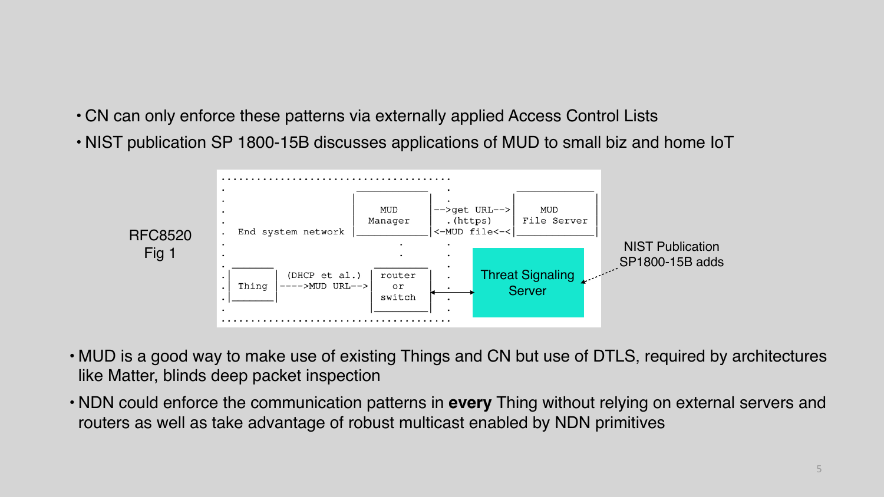- CN can only enforce these patterns via externally applied Access Control Lists
- NIST publication SP 1800-15B discusses applications of MUD to small biz and home IoT

RFC8520 Fig 1

```
. . . . . . . . . . . . . . . . . . . . . . . . . . . . . . . . . . . . . .
.                                ____________     .          ____________
.                               |            |    .         |            |
.                               |    MUD     |-->get URL-->|    MUD     |
.                               |  Manager   |  .(https)   | File Server|
.  End system network           |____________|<-MUD file<-<|____________|
.                                     .           .
.                                     .           .
. _______                        ____________     .
.|       | (DHCP et al.)        |   router   |    .
.| Thing |---->MUD URL-->       |     or     |    .
.|_______|                      |   switch   |    .
.                               |____________|    .
. . . . . . . . . . . . . . . . . . . . . . . . . . . . . . . . . . . . . .
```

Threat Signaling Server

NIST Publication SP1800-15B adds

- MUD is a good way to make use of existing Things and CN but use of DTLS, required by architectures like Matter, blinds deep packet inspection
- NDN could enforce the communication patterns in **every** Thing without relying on external servers and routers as well as take advantage of robust multicast enabled by NDN primitives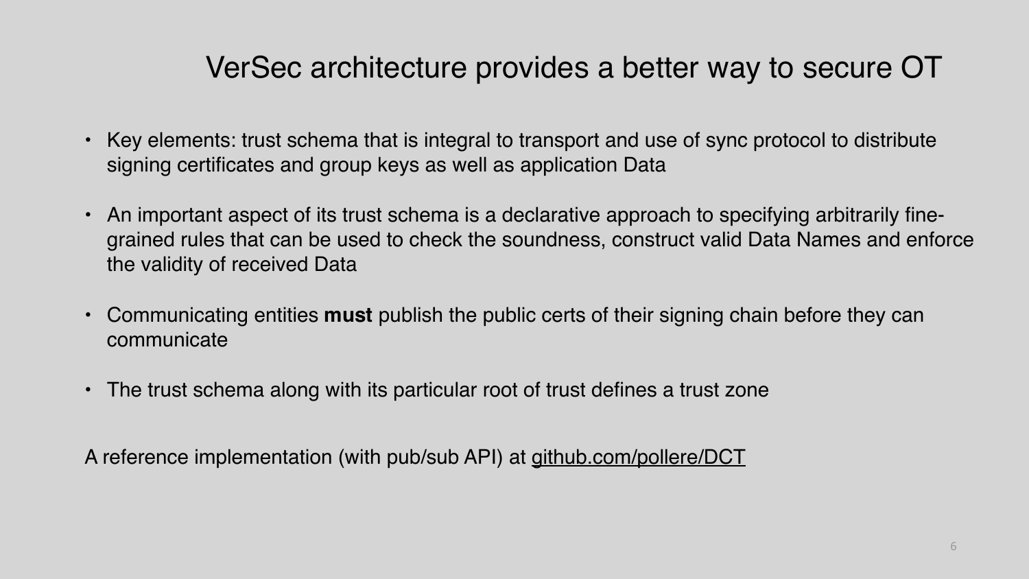# VerSec architecture provides a better way to secure OT

- Key elements: trust schema that is integral to transport and use of sync protocol to distribute signing certificates and group keys as well as application Data
- An important aspect of its trust schema is a declarative approach to specifying arbitrarily fine-grained rules that can be used to check the soundness, construct valid Data Names and enforce the validity of received Data
- Communicating entities **must** publish the public certs of their signing chain before they can communicate
- The trust schema along with its particular root of trust defines a trust zone

A reference implementation (with pub/sub API) at github.com/pollere/DCT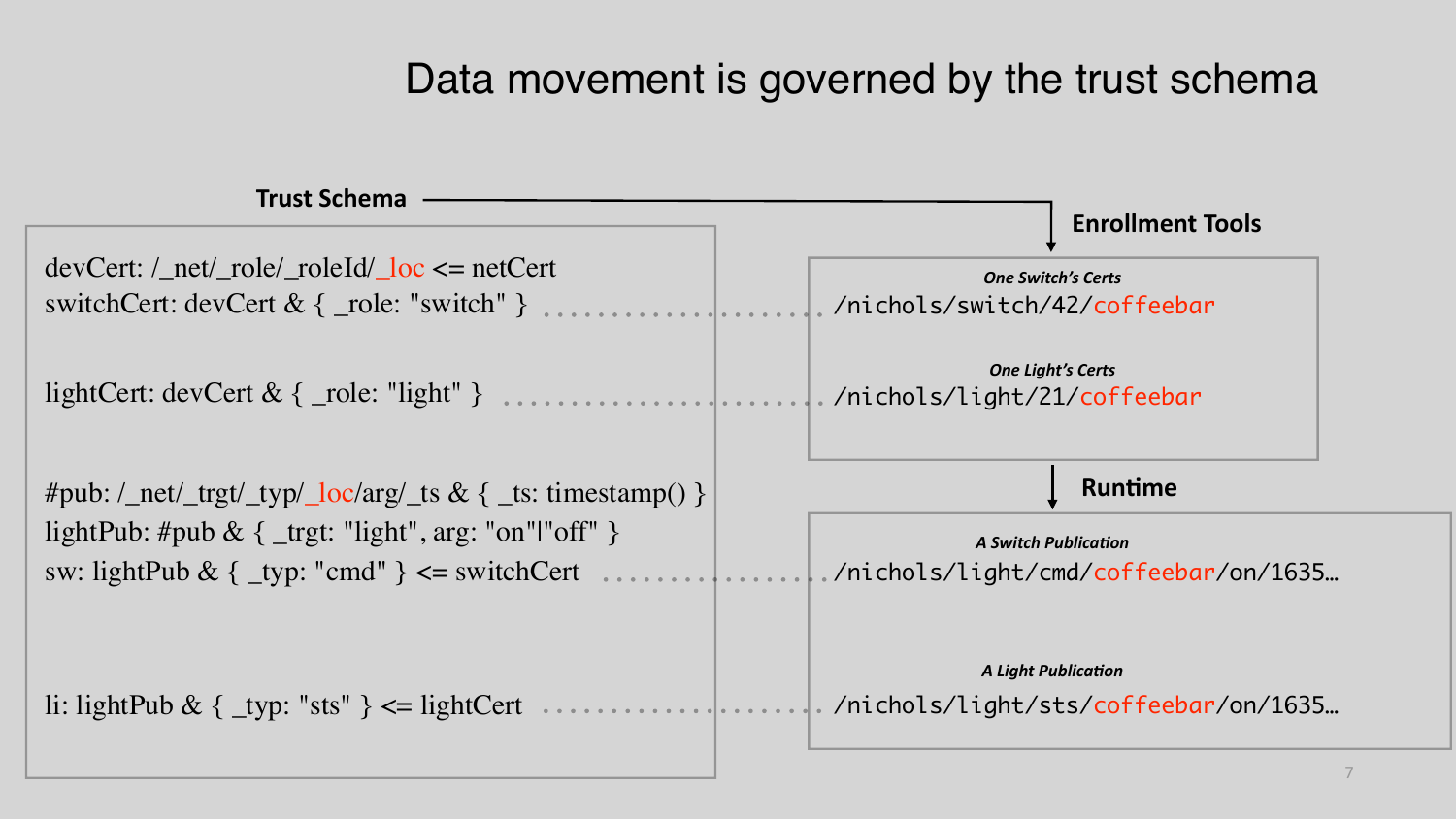# Data movement is governed by the trust schema

**Trust Schema**

```
devCert: /_net/_role/_roleId/_loc <= netCert
switchCert: devCert & { _role: "switch" }

lightCert: devCert & { _role: "light" }

#pub: /_net/_trgt/_typ/_loc/arg/_ts & { _ts: timestamp() }
lightPub: #pub & { _trgt: "light", arg: "on"|"off" }
sw: lightPub & { _typ: "cmd" } <= switchCert

li: lightPub & { _typ: "sts" } <= lightCert
```

**Enrollment Tools**

*One Switch's Certs*

`/nichols/switch/42/coffeebar`

*One Light's Certs*

`/nichols/light/21/coffeebar`

**Runtime**

*A Switch Publication*

`/nichols/light/cmd/coffeebar/on/1635…`

*A Light Publication*

`/nichols/light/sts/coffeebar/on/1635…`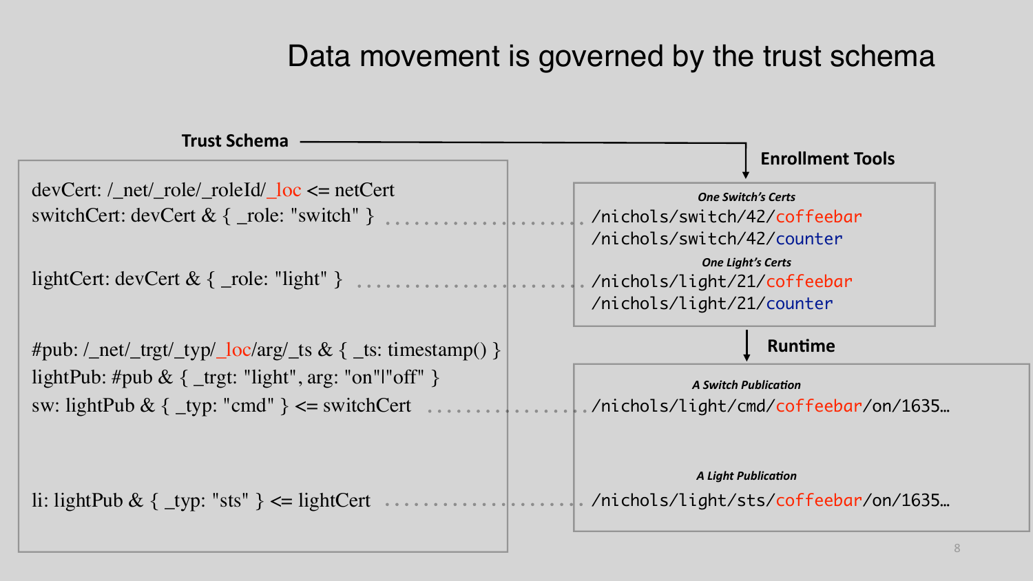# Data movement is governed by the trust schema

**Trust Schema**

```
devCert: /_net/_role/_roleId/_loc <= netCert
switchCert: devCert & { _role: "switch" }

lightCert: devCert & { _role: "light" }

#pub: /_net/_trgt/_typ/_loc/arg/_ts & { _ts: timestamp() }
lightPub: #pub & { _trgt: "light", arg: "on"|"off" }
sw: lightPub & { _typ: "cmd" } <= switchCert

li: lightPub & { _typ: "sts" } <= lightCert
```

**Enrollment Tools**

*One Switch's Certs*

```
/nichols/switch/42/coffeebar
/nichols/switch/42/counter
```

*One Light's Certs*

```
/nichols/light/21/coffeebar
/nichols/light/21/counter
```

**Runtime**

*A Switch Publication*

```
/nichols/light/cmd/coffeebar/on/1635…
```

*A Light Publication*

```
/nichols/light/sts/coffeebar/on/1635…
```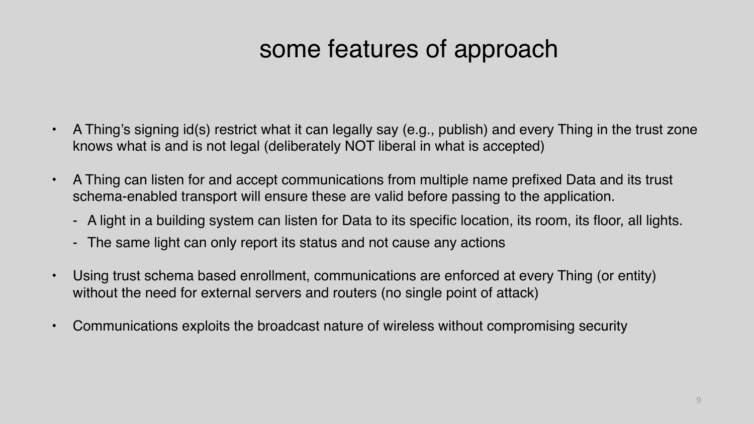# some features of approach

- A Thing's signing id(s) restrict what it can legally say (e.g., publish) and every Thing in the trust zone knows what is and is not legal (deliberately NOT liberal in what is accepted)

- A Thing can listen for and accept communications from multiple name prefixed Data and its trust schema-enabled transport will ensure these are valid before passing to the application.
  - A light in a building system can listen for Data to its specific location, its room, its floor, all lights.
  - The same light can only report its status and not cause any actions

- Using trust schema based enrollment, communications are enforced at every Thing (or entity) without the need for external servers and routers (no single point of attack)

- Communications exploits the broadcast nature of wireless without compromising security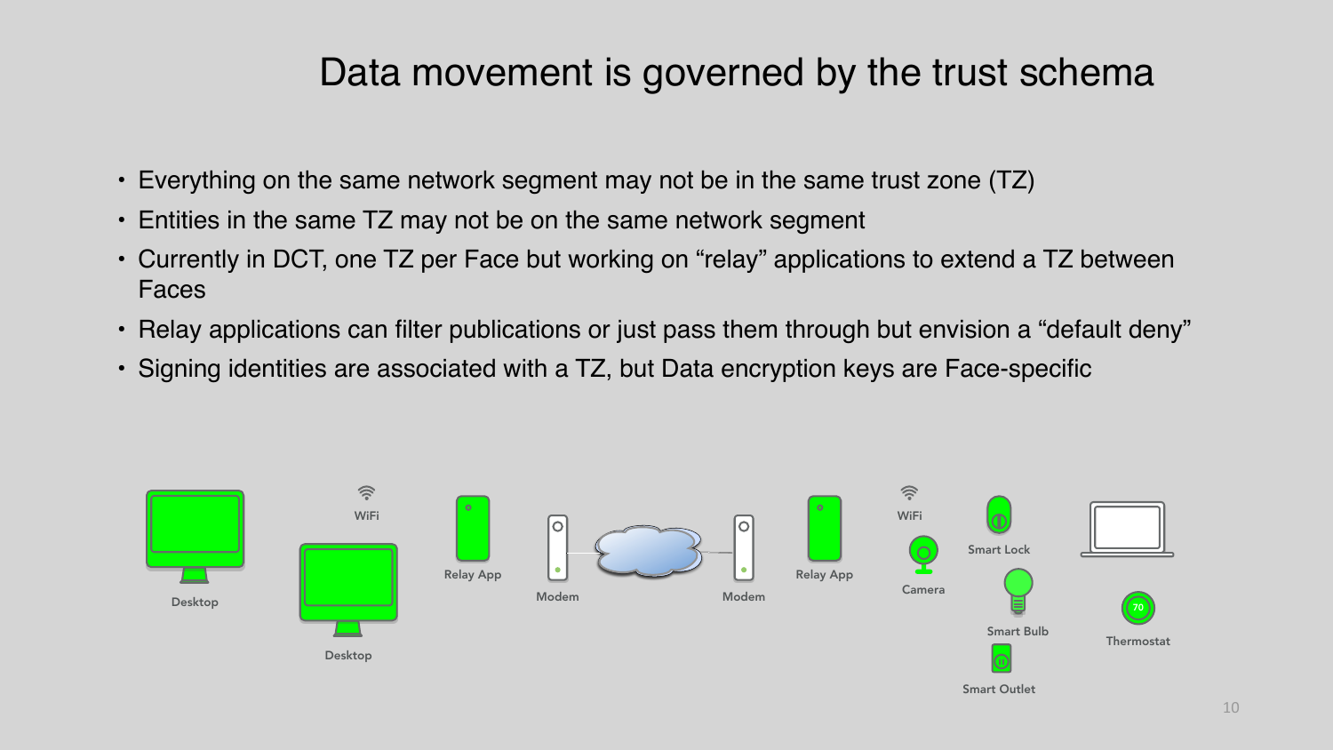# Data movement is governed by the trust schema

- Everything on the same network segment may not be in the same trust zone (TZ)
- Entities in the same TZ may not be on the same network segment
- Currently in DCT, one TZ per Face but working on “relay” applications to extend a TZ between Faces
- Relay applications can filter publications or just pass them through but envision a “default deny”
- Signing identities are associated with a TZ, but Data encryption keys are Face-specific

Desktop

WiFi

Desktop

Relay App

Modem

Modem

Relay App

WiFi

Camera

Smart Lock

Smart Bulb

Smart Outlet

Thermostat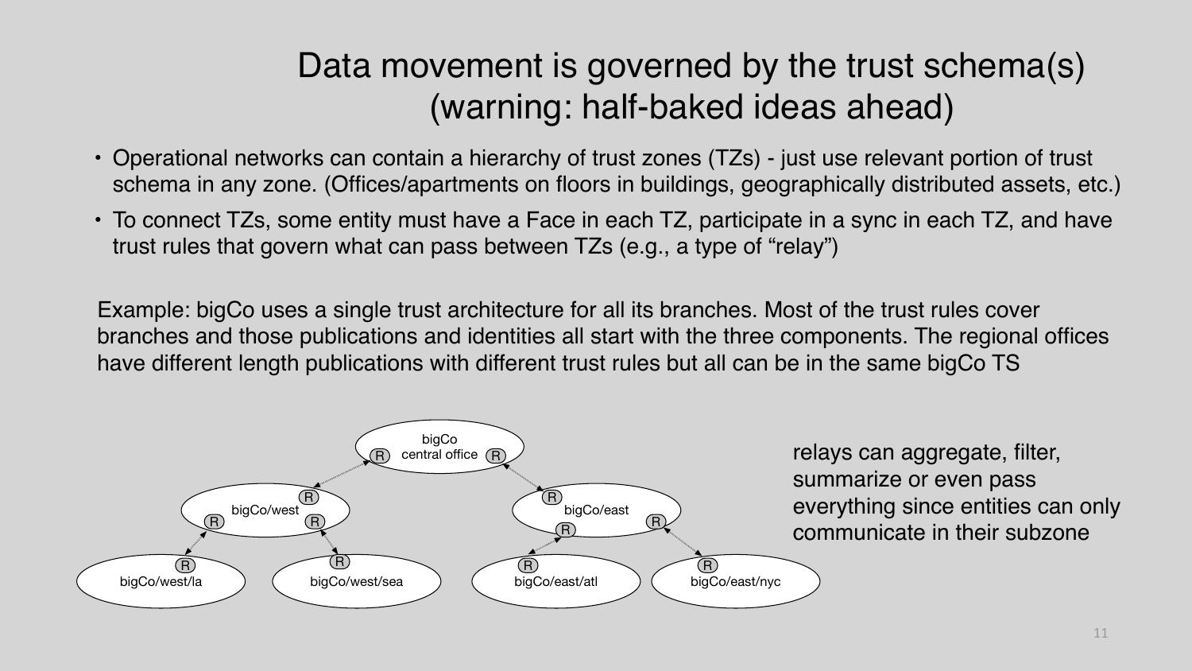# Data movement is governed by the trust schema(s) (warning: half-baked ideas ahead)

- Operational networks can contain a hierarchy of trust zones (TZs) - just use relevant portion of trust schema in any zone. (Offices/apartments on floors in buildings, geographically distributed assets, etc.)
- To connect TZs, some entity must have a Face in each TZ, participate in a sync in each TZ, and have trust rules that govern what can pass between TZs (e.g., a type of "relay")

Example: bigCo uses a single trust architecture for all its branches. Most of the trust rules cover branches and those publications and identities all start with the three components. The regional offices have different length publications with different trust rules but all can be in the same bigCo TS

bigCo central office

bigCo/west

bigCo/east

bigCo/west/la

bigCo/west/sea

bigCo/east/atl

bigCo/east/nyc

relays can aggregate, filter, summarize or even pass everything since entities can only communicate in their subzone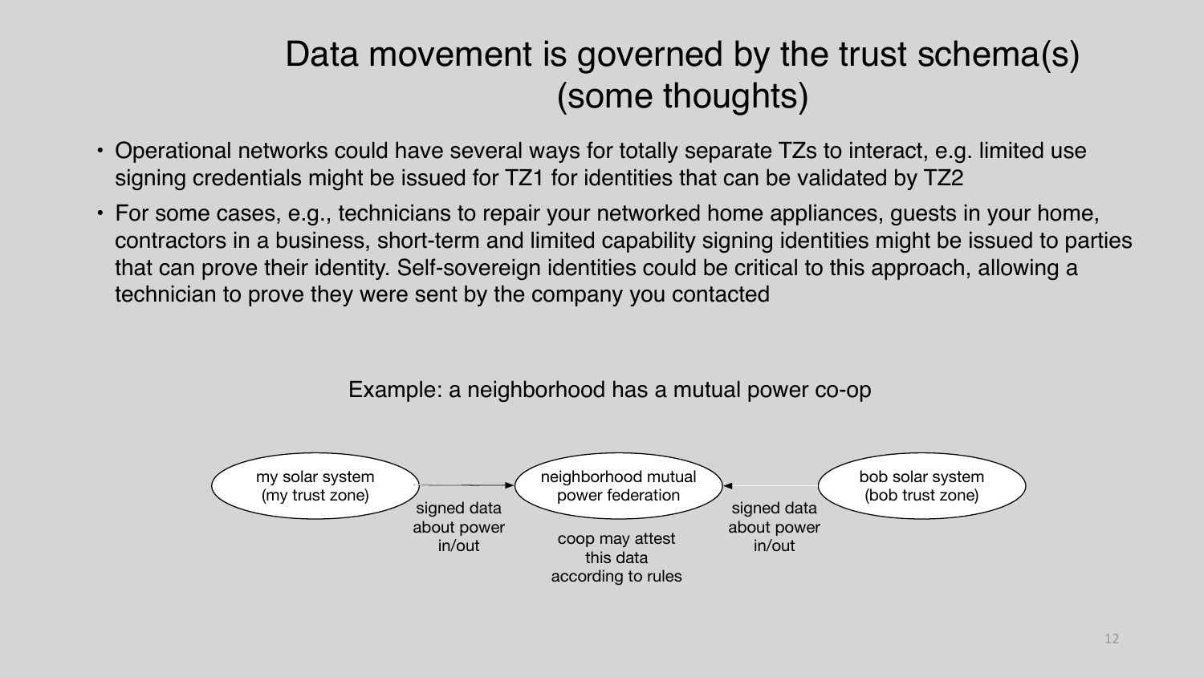# Data movement is governed by the trust schema(s) (some thoughts)

- Operational networks could have several ways for totally separate TZs to interact, e.g. limited use signing credentials might be issued for TZ1 for identities that can be validated by TZ2
- For some cases, e.g., technicians to repair your networked home appliances, guests in your home, contractors in a business, short-term and limited capability signing identities might be issued to parties that can prove their identity. Self-sovereign identities could be critical to this approach, allowing a technician to prove they were sent by the company you contacted

Example: a neighborhood has a mutual power co-op

my solar system (my trust zone) → signed data about power in/out → neighborhood mutual power federation ← signed data about power in/out ← bob solar system (bob trust zone)

coop may attest this data according to rules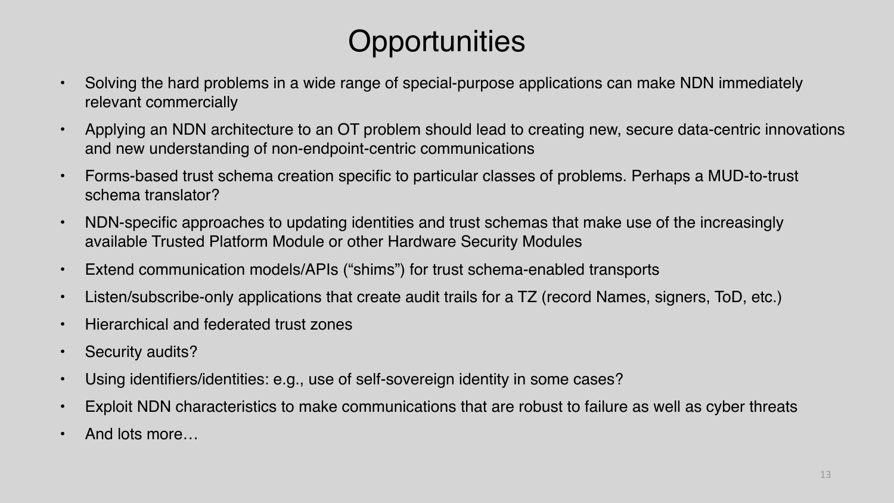# Opportunities

- Solving the hard problems in a wide range of special-purpose applications can make NDN immediately relevant commercially
- Applying an NDN architecture to an OT problem should lead to creating new, secure data-centric innovations and new understanding of non-endpoint-centric communications
- Forms-based trust schema creation specific to particular classes of problems. Perhaps a MUD-to-trust schema translator?
- NDN-specific approaches to updating identities and trust schemas that make use of the increasingly available Trusted Platform Module or other Hardware Security Modules
- Extend communication models/APIs ("shims") for trust schema-enabled transports
- Listen/subscribe-only applications that create audit trails for a TZ (record Names, signers, ToD, etc.)
- Hierarchical and federated trust zones
- Security audits?
- Using identifiers/identities: e.g., use of self-sovereign identity in some cases?
- Exploit NDN characteristics to make communications that are robust to failure as well as cyber threats
- And lots more…